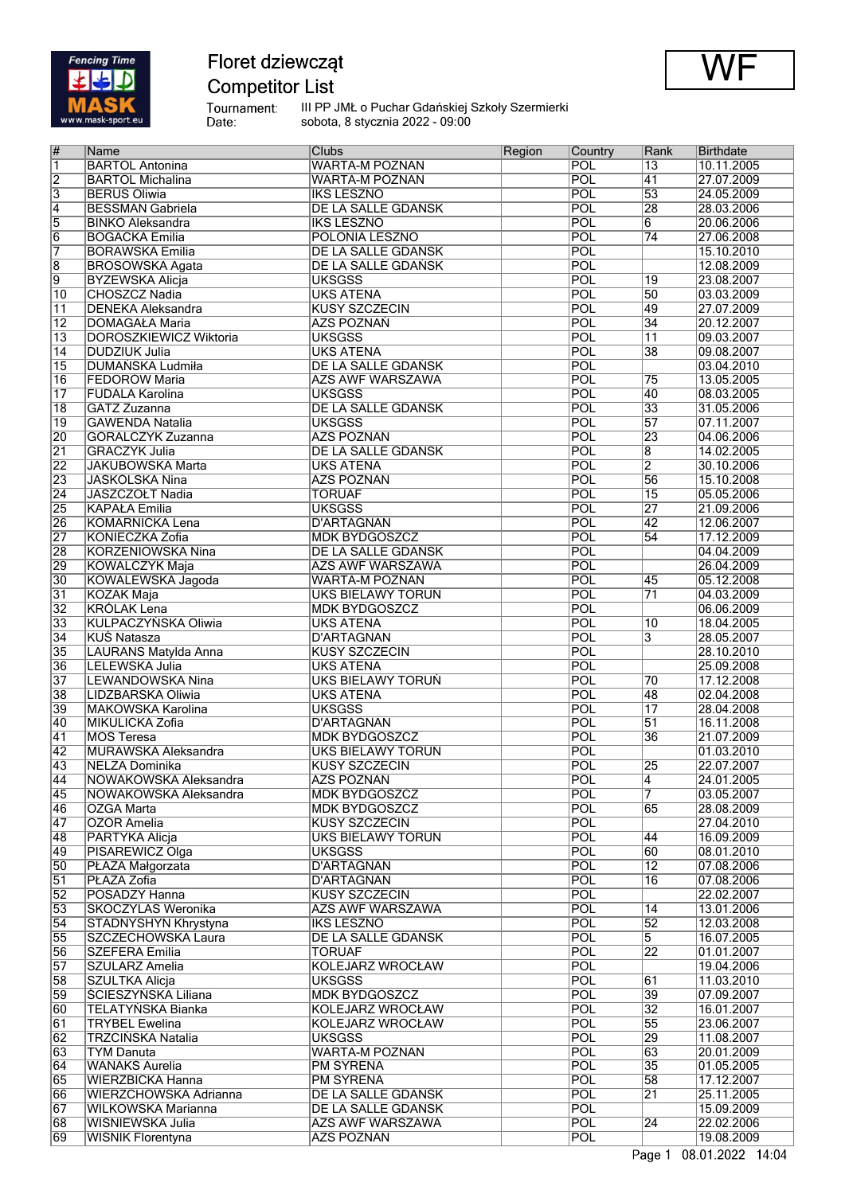# Floret dziewcząt

## Competitor List

WF

Tournament: III PP JMŁ o Puchar Gdańskiej Szkoły Szermierki
Date: sobota, 8 stycznia 2022 - 09:00

| # | Name | Clubs | Region | Country | Rank | Birthdate |
|---|---|---|---|---|---|---|
| 1 | BARTOL Antonina | WARTA-M POZNAN | | POL | 13 | 10.11.2005 |
| 2 | BARTOL Michalina | WARTA-M POZNAN | | POL | 41 | 27.07.2009 |
| 3 | BERUS Oliwia | IKS LESZNO | | POL | 53 | 24.05.2009 |
| 4 | BESSMAN Gabriela | DE LA SALLE GDANSK | | POL | 28 | 28.03.2006 |
| 5 | BINKO Aleksandra | IKS LESZNO | | POL | 6 | 20.06.2006 |
| 6 | BOGACKA Emilia | POLONIA LESZNO | | POL | 74 | 27.06.2008 |
| 7 | BORAWSKA Emilia | DE LA SALLE GDAŃSK | | POL | | 15.10.2010 |
| 8 | BROSOWSKA Agata | DE LA SALLE GDAŃSK | | POL | | 12.08.2009 |
| 9 | BYZEWSKA Alicja | UKSGSS | | POL | 19 | 23.08.2007 |
| 10 | CHOSZCZ Nadia | UKS ATENA | | POL | 50 | 03.03.2009 |
| 11 | DENEKA Aleksandra | KUSY SZCZECIN | | POL | 49 | 27.07.2009 |
| 12 | DOMAGAŁA Maria | AZS POZNAŃ | | POL | 34 | 20.12.2007 |
| 13 | DOROSZKIEWICZ Wiktoria | UKSGSS | | POL | 11 | 09.03.2007 |
| 14 | DUDZIUK Julia | UKS ATENA | | POL | 38 | 09.08.2007 |
| 15 | DUMAŃSKA Ludmiła | DE LA SALLE GDAŃSK | | POL | | 03.04.2010 |
| 16 | FEDOROW Maria | AZS AWF WARSZAWA | | POL | 75 | 13.05.2005 |
| 17 | FUDALA Karolina | UKSGSS | | POL | 40 | 08.03.2005 |
| 18 | GATZ Zuzanna | DE LA SALLE GDANSK | | POL | 33 | 31.05.2006 |
| 19 | GAWENDA Natalia | UKSGSS | | POL | 57 | 07.11.2007 |
| 20 | GORALCZYK Zuzanna | AZS POZNAN | | POL | 23 | 04.06.2006 |
| 21 | GRACZYK Julia | DE LA SALLE GDANSK | | POL | 8 | 14.02.2005 |
| 22 | JAKUBOWSKA Marta | UKS ATENA | | POL | 2 | 30.10.2006 |
| 23 | JASKOLSKA Nina | AZS POZNAN | | POL | 56 | 15.10.2008 |
| 24 | JASZCZOŁT Nadia | TORUAF | | POL | 15 | 05.05.2006 |
| 25 | KAPAŁA Emilia | UKSGSS | | POL | 27 | 21.09.2006 |
| 26 | KOMARNICKA Lena | D'ARTAGNAN | | POL | 42 | 12.06.2007 |
| 27 | KONIECZKA Zofia | MDK BYDGOSZCZ | | POL | 54 | 17.12.2009 |
| 28 | KORZENIOWSKA Nina | DE LA SALLE GDANSK | | POL | | 04.04.2009 |
| 29 | KOWALCZYK Maja | AZS AWF WARSZAWA | | POL | | 26.04.2009 |
| 30 | KOWALEWSKA Jagoda | WARTA-M POZNAN | | POL | 45 | 05.12.2008 |
| 31 | KOZAK Maja | UKS BIELAWY TORUN | | POL | 71 | 04.03.2009 |
| 32 | KRÓLAK Lena | MDK BYDGOSZCZ | | POL | | 06.06.2009 |
| 33 | KULPACZYŃSKA Oliwia | UKS ATENA | | POL | 10 | 18.04.2005 |
| 34 | KUŚ Natasza | D'ARTAGNAN | | POL | 3 | 28.05.2007 |
| 35 | LAURANS Matylda Anna | KUSY SZCZECIN | | POL | | 28.10.2010 |
| 36 | LELEWSKA Julia | UKS ATENA | | POL | | 25.09.2008 |
| 37 | LEWANDOWSKA Nina | UKS BIELAWY TORUŃ | | POL | 70 | 17.12.2008 |
| 38 | LIDZBARSKA Oliwia | UKS ATENA | | POL | 48 | 02.04.2008 |
| 39 | MAKOWSKA Karolina | UKSGSS | | POL | 17 | 28.04.2008 |
| 40 | MIKULICKA Zofia | D'ARTAGNAN | | POL | 51 | 16.11.2008 |
| 41 | MOS Teresa | MDK BYDGOSZCZ | | POL | 36 | 21.07.2009 |
| 42 | MURAWSKA Aleksandra | UKS BIELAWY TORUN | | POL | | 01.03.2010 |
| 43 | NELZA Dominika | KUSY SZCZECIN | | POL | 25 | 22.07.2007 |
| 44 | NOWAKOWSKA Aleksandra | AZS POZNAN | | POL | 4 | 24.01.2005 |
| 45 | NOWAKOWSKA Aleksandra | MDK BYDGOSZCZ | | POL | 7 | 03.05.2007 |
| 46 | OŻGA Marta | MDK BYDGOSZCZ | | POL | 65 | 28.08.2009 |
| 47 | OZOR Amelia | KUSY SZCZECIN | | POL | | 27.04.2010 |
| 48 | PARTYKA Alicja | UKS BIELAWY TORUN | | POL | 44 | 16.09.2009 |
| 49 | PISAREWICZ Olga | UKSGSS | | POL | 60 | 08.01.2010 |
| 50 | PŁAZA Małgorzata | D'ARTAGNAN | | POL | 12 | 07.08.2006 |
| 51 | PŁAZA Zofia | D'ARTAGNAN | | POL | 16 | 07.08.2006 |
| 52 | POSADZY Hanna | KUSY SZCZECIN | | POL | | 22.02.2007 |
| 53 | SKOCZYLAS Weronika | AZS AWF WARSZAWA | | POL | 14 | 13.01.2006 |
| 54 | STADNYSHYN Khrystyna | IKS LESZNO | | POL | 52 | 12.03.2008 |
| 55 | SZCZECHOWSKA Laura | DE LA SALLE GDANSK | | POL | 5 | 16.07.2005 |
| 56 | SZEFERA Emilia | TORUAF | | POL | 22 | 01.01.2007 |
| 57 | SZULARZ Amelia | KOLEJARZ WROCŁAW | | POL | | 19.04.2006 |
| 58 | SZULTKA Alicja | UKSGSS | | POL | 61 | 11.03.2010 |
| 59 | ŚCIESZYŃSKA Liliana | MDK BYDGOSZCZ | | POL | 39 | 07.09.2007 |
| 60 | TELATYŃSKA Bianka | KOLEJARZ WROCŁAW | | POL | 32 | 16.01.2007 |
| 61 | TRYBEL Ewelina | KOLEJARZ WROCŁAW | | POL | 55 | 23.06.2007 |
| 62 | TRZCIŃSKA Natalia | UKSGSS | | POL | 29 | 11.08.2007 |
| 63 | TYM Danuta | WARTA-M POZNAN | | POL | 63 | 20.01.2009 |
| 64 | WANAKS Aurelia | PM SYRENA | | POL | 35 | 01.05.2005 |
| 65 | WIERZBICKA Hanna | PM SYRENA | | POL | 58 | 17.12.2007 |
| 66 | WIERZCHOWSKA Adrianna | DE LA SALLE GDANSK | | POL | 21 | 25.11.2005 |
| 67 | WILKOWSKA Marianna | DE LA SALLE GDANSK | | POL | | 15.09.2009 |
| 68 | WISNIEWSKA Julia | AZS AWF WARSZAWA | | POL | 24 | 22.02.2006 |
| 69 | WISNIK Florentyna | AZS POZNAN | | POL | | 19.08.2009 |

08.01.2022 14:04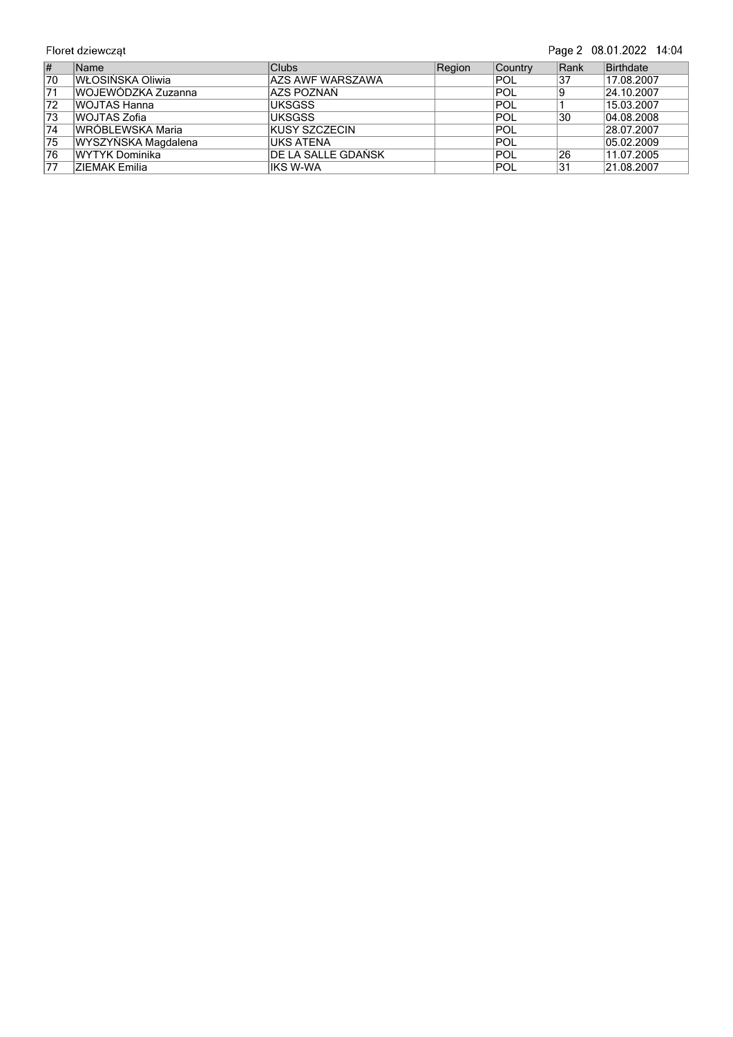| # | Name | Clubs | Region | Country | Rank | Birthdate |
|---|---|---|---|---|---|---|
| 70 | WŁOSIŃSKA Oliwia | AZS AWF WARSZAWA | | POL | 37 | 17.08.2007 |
| 71 | WOJEWÓDZKA Zuzanna | AZS POZNAŃ | | POL | 9 | 24.10.2007 |
| 72 | WOJTAS Hanna | UKSGSS | | POL | 1 | 15.03.2007 |
| 73 | WOJTAS Zofia | UKSGSS | | POL | 30 | 04.08.2008 |
| 74 | WRÓBLEWSKA Maria | KUSY SZCZECIN | | POL | | 28.07.2007 |
| 75 | WYSZYŃSKA Magdalena | UKS ATENA | | POL | | 05.02.2009 |
| 76 | WYTYK Dominika | DE LA SALLE GDAŃSK | | POL | 26 | 11.07.2005 |
| 77 | ZIEMAK Emilia | IKS W-WA | | POL | 31 | 21.08.2007 |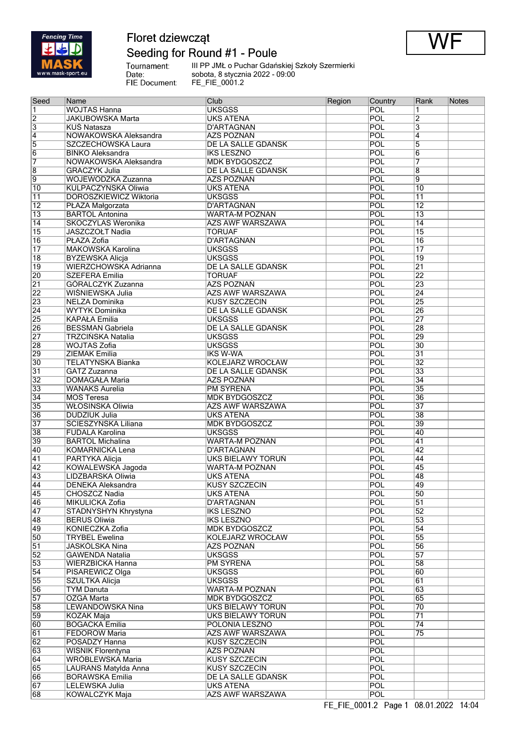# Floret dziewcząt

## Seeding for Round #1 - Poule

WF

Tournament: III PP JMŁ o Puchar Gdańskiej Szkoły Szermierki
Date: sobota, 8 stycznia 2022 - 09:00
FIE Document: FE_FIE_0001.2

| Seed | Name | Club | Region | Country | Rank | Notes |
|---|---|---|---|---|---|---|
| 1 | WOJTAS Hanna | UKSGSS | | POL | 1 | |
| 2 | JAKUBOWSKA Marta | UKS ATENA | | POL | 2 | |
| 3 | KUŚ Natasza | D'ARTAGNAN | | POL | 3 | |
| 4 | NOWAKOWSKA Aleksandra | AZS POZNAN | | POL | 4 | |
| 5 | SZCZECHOWSKA Laura | DE LA SALLE GDANSK | | POL | 5 | |
| 6 | BINKO Aleksandra | IKS LESZNO | | POL | 6 | |
| 7 | NOWAKOWSKA Aleksandra | MDK BYDGOSZCZ | | POL | 7 | |
| 8 | GRACZYK Julia | DE LA SALLE GDANSK | | POL | 8 | |
| 9 | WOJEWODZKA Zuzanna | AZS POZNAN | | POL | 9 | |
| 10 | KULPACZYNSKA Oliwia | UKS ATENA | | POL | 10 | |
| 11 | DOROSZKIEWICZ Wiktoria | UKSGSS | | POL | 11 | |
| 12 | PŁAZA Małgorzata | D'ARTAGNAN | | POL | 12 | |
| 13 | BARTOL Antonina | WARTA-M POZNAN | | POL | 13 | |
| 14 | SKOCZYLAS Weronika | AZS AWF WARSZAWA | | POL | 14 | |
| 15 | JASZCZOŁT Nadia | TORUAF | | POL | 15 | |
| 16 | PŁAZA Zofia | D'ARTAGNAN | | POL | 16 | |
| 17 | MAKOWSKA Karolina | UKSGSS | | POL | 17 | |
| 18 | BYZEWSKA Alicja | UKSGSS | | POL | 19 | |
| 19 | WIERZCHOWSKA Adrianna | DE LA SALLE GDAŃSK | | POL | 21 | |
| 20 | SZEFERA Emilia | TORUAF | | POL | 22 | |
| 21 | GÓRALCZYK Zuzanna | AZS POZNAŃ | | POL | 23 | |
| 22 | WIŚNIEWSKA Julia | AZS AWF WARSZAWA | | POL | 24 | |
| 23 | NELZA Dominika | KUSY SZCZECIN | | POL | 25 | |
| 24 | WYTYK Dominika | DE LA SALLE GDAŃSK | | POL | 26 | |
| 25 | KAPAŁA Emilia | UKSGSS | | POL | 27 | |
| 26 | BESSMAN Gabriela | DE LA SALLE GDAŃSK | | POL | 28 | |
| 27 | TRZCIŃSKA Natalia | UKSGSS | | POL | 29 | |
| 28 | WOJTAS Zofia | UKSGSS | | POL | 30 | |
| 29 | ZIEMAK Emilia | IKS W-WA | | POL | 31 | |
| 30 | TELATYNSKA Bianka | KOLEJARZ WROCŁAW | | POL | 32 | |
| 31 | GATZ Zuzanna | DE LA SALLE GDAŃSK | | POL | 33 | |
| 32 | DOMAGAŁA Maria | AZS POZNAN | | POL | 34 | |
| 33 | WANAKS Aurelia | PM SYRENA | | POL | 35 | |
| 34 | MOS Teresa | MDK BYDGOSZCZ | | POL | 36 | |
| 35 | WŁOSIŃSKA Oliwia | AZS AWF WARSZAWA | | POL | 37 | |
| 36 | DUDZIUK Julia | UKS ATENA | | POL | 38 | |
| 37 | SCIESZYNSKA Liliana | MDK BYDGOSZCZ | | POL | 39 | |
| 38 | FUDALA Karolina | UKSGSS | | POL | 40 | |
| 39 | BARTOL Michalina | WARTA-M POZNAN | | POL | 41 | |
| 40 | KOMARNICKA Lena | D'ARTAGNAN | | POL | 42 | |
| 41 | PARTYKA Alicja | UKS BIELAWY TORUŃ | | POL | 44 | |
| 42 | KOWALEWSKA Jagoda | WARTA-M POZNAN | | POL | 45 | |
| 43 | LIDZBARSKA Oliwia | UKS ATENA | | POL | 48 | |
| 44 | DENEKA Aleksandra | KUSY SZCZECIN | | POL | 49 | |
| 45 | CHOSZCZ Nadia | UKS ATENA | | POL | 50 | |
| 46 | MIKULICKA Zofia | D'ARTAGNAN | | POL | 51 | |
| 47 | STADNYSHYN Khrystyna | IKS LESZNO | | POL | 52 | |
| 48 | BERUS Oliwia | IKS LESZNO | | POL | 53 | |
| 49 | KONIECZKA Zofia | MDK BYDGOSZCZ | | POL | 54 | |
| 50 | TRYBEL Ewelina | KOLEJARZ WROCŁAW | | POL | 55 | |
| 51 | JASKÓLSKA Nina | AZS POZNAŃ | | POL | 56 | |
| 52 | GAWENDA Natalia | UKSGSS | | POL | 57 | |
| 53 | WIERZBICKA Hanna | PM SYRENA | | POL | 58 | |
| 54 | PISAREWICZ Olga | UKSGSS | | POL | 60 | |
| 55 | SZULTKA Alicja | UKSGSS | | POL | 61 | |
| 56 | TYM Danuta | WARTA-M POZNAN | | POL | 63 | |
| 57 | OZGA Marta | MDK BYDGOSZCZ | | POL | 65 | |
| 58 | LEWANDOWSKA Nina | UKS BIELAWY TORUŃ | | POL | 70 | |
| 59 | KOZAK Maja | UKS BIELAWY TORUŃ | | POL | 71 | |
| 60 | BOGACKA Emilia | POLONIA LESZNO | | POL | 74 | |
| 61 | FEDOROW Maria | AZS AWF WARSZAWA | | POL | 75 | |
| 62 | POSADZY Hanna | KUSY SZCZECIN | | POL | | |
| 63 | WIŚNIK Florentyna | AZS POZNAŃ | | POL | | |
| 64 | WRÓBLEWSKA Maria | KUSY SZCZECIN | | POL | | |
| 65 | LAURANS Matylda Anna | KUSY SZCZECIN | | POL | | |
| 66 | BORAWSKA Emilia | DE LA SALLE GDAŃSK | | POL | | |
| 67 | LELEWSKA Julia | UKS ATENA | | POL | | |
| 68 | KOWALCZYK Maja | AZS AWF WARSZAWA | | POL | | |

FE_FIE_0001.2 08.01.2022 14:04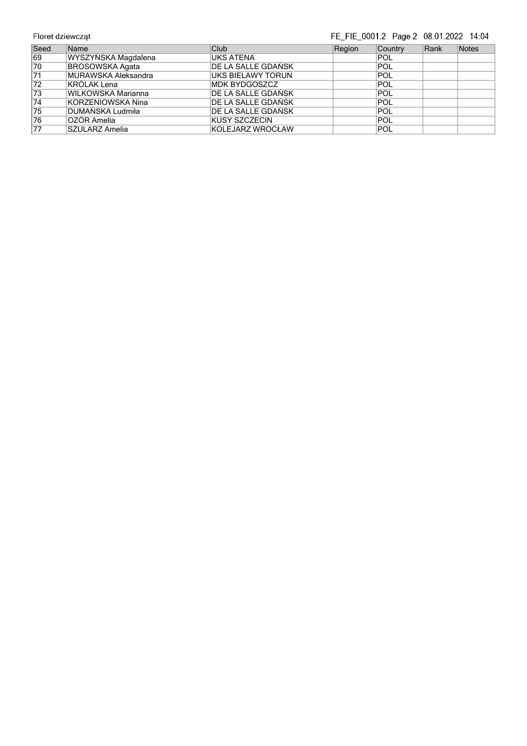| Seed | Name | Club | Region | Country | Rank | Notes |
| --- | --- | --- | --- | --- | --- | --- |
| 69 | WYSZYŃSKA Magdalena | UKS ATENA | | POL | | |
| 70 | BROSOWSKA Agata | DE LA SALLE GDAŃSK | | POL | | |
| 71 | MURAWSKA Aleksandra | UKS BIELAWY TORUŃ | | POL | | |
| 72 | KRÓLAK Lena | MDK BYDGOSZCZ | | POL | | |
| 73 | WILKOWSKA Marianna | DE LA SALLE GDAŃSK | | POL | | |
| 74 | KORZENIOWSKA Nina | DE LA SALLE GDAŃSK | | POL | | |
| 75 | DUMAŃSKA Ludmiła | DE LA SALLE GDAŃSK | | POL | | |
| 76 | OZÓR Amelia | KUSY SZCZECIN | | POL | | |
| 77 | SZULARZ Amelia | KOLEJARZ WROCŁAW | | POL | | |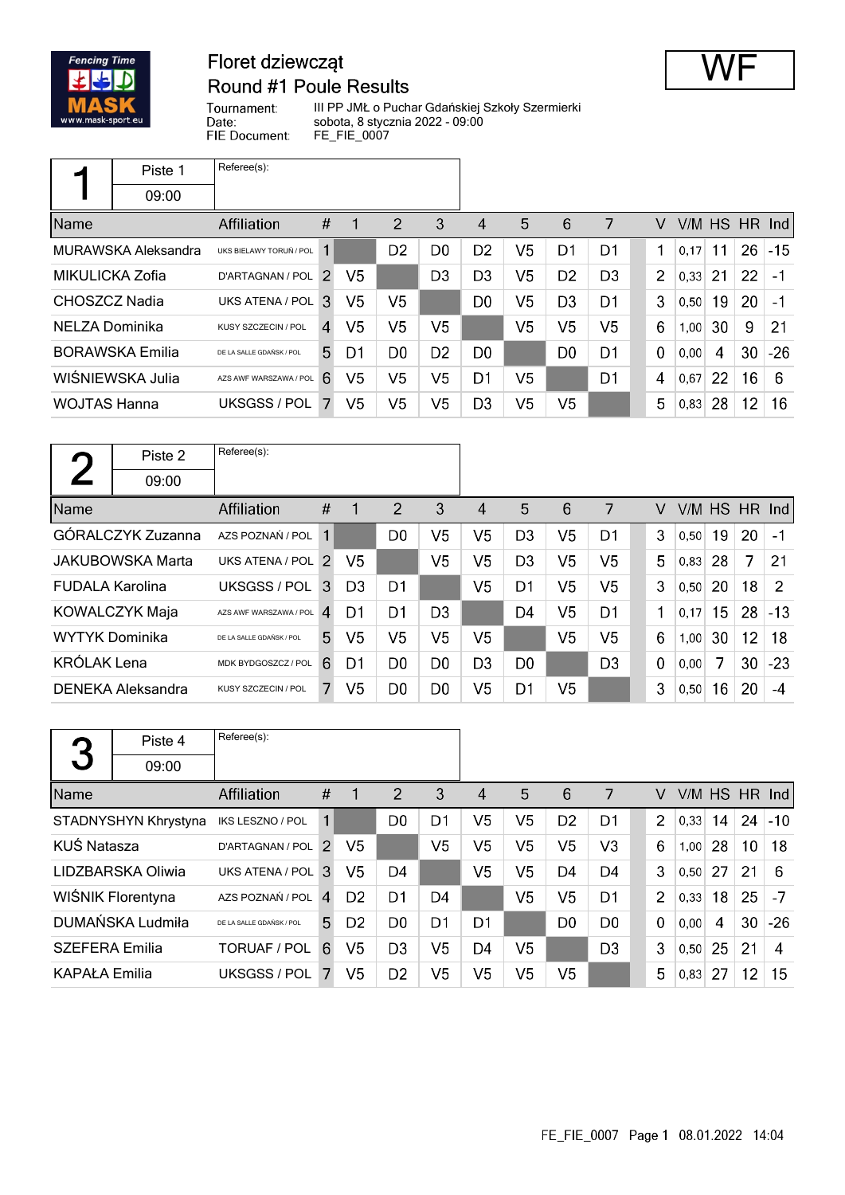Fencing Time MASK www.mask-sport.eu

# Floret dziewcząt
## Round #1 Poule Results

**WF**

Tournament: III PP JMŁ o Puchar Gdańskiej Szkoły Szermierki
Date: sobota, 8 stycznia 2022 - 09:00
FIE Document: FE_FIE_0007

### 1 — Piste 1 — 09:00

Referee(s):

| Name | Affiliation | # | 1 | 2 | 3 | 4 | 5 | 6 | 7 | V | V/M | HS | HR | Ind |
|---|---|---|---|---|---|---|---|---|---|---|---|---|---|---|
| MURAWSKA Aleksandra | UKS BIELAWY TORUŃ / POL | 1 | | D2 | D0 | D2 | V5 | D1 | D1 | 1 | 0,17 | 11 | 26 | -15 |
| MIKULICKA Zofia | D'ARTAGNAN / POL | 2 | V5 | | D3 | D3 | V5 | D2 | D3 | 2 | 0,33 | 21 | 22 | -1 |
| CHOSZCZ Nadia | UKS ATENA / POL | 3 | V5 | V5 | | D0 | V5 | D3 | D1 | 3 | 0,50 | 19 | 20 | -1 |
| NELZA Dominika | KUSY SZCZECIN / POL | 4 | V5 | V5 | V5 | | V5 | V5 | V5 | 6 | 1,00 | 30 | 9 | 21 |
| BORAWSKA Emilia | DE LA SALLE GDAŃSK / POL | 5 | D1 | D0 | D2 | D0 | | D0 | D1 | 0 | 0,00 | 4 | 30 | -26 |
| WIŚNIEWSKA Julia | AZS AWF WARSZAWA / POL | 6 | V5 | V5 | V5 | D1 | V5 | | D1 | 4 | 0,67 | 22 | 16 | 6 |
| WOJTAS Hanna | UKSGSS / POL | 7 | V5 | V5 | V5 | D3 | V5 | V5 | | 5 | 0,83 | 28 | 12 | 16 |

### 2 — Piste 2 — 09:00

Referee(s):

| Name | Affiliation | # | 1 | 2 | 3 | 4 | 5 | 6 | 7 | V | V/M | HS | HR | Ind |
|---|---|---|---|---|---|---|---|---|---|---|---|---|---|---|
| GÓRALCZYK Zuzanna | AZS POZNAŃ / POL | 1 | | D0 | V5 | V5 | D3 | V5 | D1 | 3 | 0,50 | 19 | 20 | -1 |
| JAKUBOWSKA Marta | UKS ATENA / POL | 2 | V5 | | V5 | V5 | D3 | V5 | V5 | 5 | 0,83 | 28 | 7 | 21 |
| FUDALA Karolina | UKSGSS / POL | 3 | D3 | D1 | | V5 | D1 | V5 | V5 | 3 | 0,50 | 20 | 18 | 2 |
| KOWALCZYK Maja | AZS AWF WARSZAWA / POL | 4 | D1 | D1 | D3 | | D4 | V5 | D1 | 1 | 0,17 | 15 | 28 | -13 |
| WYTYK Dominika | DE LA SALLE GDAŃSK / POL | 5 | V5 | V5 | V5 | V5 | | V5 | V5 | 6 | 1,00 | 30 | 12 | 18 |
| KRÓLAK Lena | MDK BYDGOSZCZ / POL | 6 | D1 | D0 | D0 | D3 | D0 | | D3 | 0 | 0,00 | 7 | 30 | -23 |
| DENEKA Aleksandra | KUSY SZCZECIN / POL | 7 | V5 | D0 | D0 | V5 | D1 | V5 | | 3 | 0,50 | 16 | 20 | -4 |

### 3 — Piste 4 — 09:00

Referee(s):

| Name | Affiliation | # | 1 | 2 | 3 | 4 | 5 | 6 | 7 | V | V/M | HS | HR | Ind |
|---|---|---|---|---|---|---|---|---|---|---|---|---|---|---|
| STADNYSHYN Khrystyna | IKS LESZNO / POL | 1 | | D0 | D1 | V5 | V5 | D2 | D1 | 2 | 0,33 | 14 | 24 | -10 |
| KUŚ Natasza | D'ARTAGNAN / POL | 2 | V5 | | V5 | V5 | V5 | V5 | V3 | 6 | 1,00 | 28 | 10 | 18 |
| LIDZBARSKA Oliwia | UKS ATENA / POL | 3 | V5 | D4 | | V5 | V5 | D4 | D4 | 3 | 0,50 | 27 | 21 | 6 |
| WIŚNIK Florentyna | AZS POZNAŃ / POL | 4 | D2 | D1 | D4 | | V5 | V5 | D1 | 2 | 0,33 | 18 | 25 | -7 |
| DUMAŃSKA Ludmiła | DE LA SALLE GDAŃSK / POL | 5 | D2 | D0 | D1 | D1 | | D0 | D0 | 0 | 0,00 | 4 | 30 | -26 |
| SZEFERA Emilia | TORUAF / POL | 6 | V5 | D3 | V5 | D4 | V5 | | D3 | 3 | 0,50 | 25 | 21 | 4 |
| KAPAŁA Emilia | UKSGSS / POL | 7 | V5 | D2 | V5 | V5 | V5 | V5 | | 5 | 0,83 | 27 | 12 | 15 |

FE_FIE_0007 Page 1 08.01.2022 14:04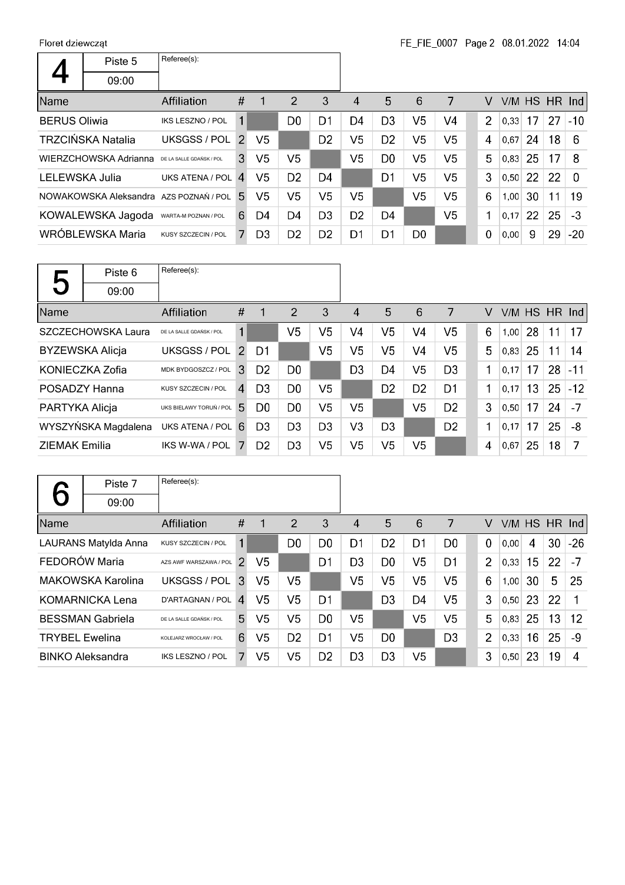Floret dziewcząt

| 4 | Piste 5 | Referee(s): |
|---|---|---|
| | 09:00 | |

| Name | Affiliation | # | 1 | 2 | 3 | 4 | 5 | 6 | 7 | V | V/M | HS | HR | Ind |
|---|---|---|---|---|---|---|---|---|---|---|---|---|---|---|
| BERUS Oliwia | IKS LESZNO / POL | 1 | | D0 | D1 | D4 | D3 | V5 | V4 | 2 | 0,33 | 17 | 27 | -10 |
| TRZCIŃSKA Natalia | UKSGSS / POL | 2 | V5 | | D2 | V5 | D2 | V5 | V5 | 4 | 0,67 | 24 | 18 | 6 |
| WIERZCHOWSKA Adrianna | DE LA SALLE GDAŃSK / POL | 3 | V5 | V5 | | V5 | D0 | V5 | V5 | 5 | 0,83 | 25 | 17 | 8 |
| LELEWSKA Julia | UKS ATENA / POL | 4 | V5 | D2 | D4 | | D1 | V5 | V5 | 3 | 0,50 | 22 | 22 | 0 |
| NOWAKOWSKA Aleksandra | AZS POZNAŃ / POL | 5 | V5 | V5 | V5 | V5 | | V5 | V5 | 6 | 1,00 | 30 | 11 | 19 |
| KOWALEWSKA Jagoda | WARTA-M POZNAN / POL | 6 | D4 | D4 | D3 | D2 | D4 | | V5 | 1 | 0,17 | 22 | 25 | -3 |
| WRÓBLEWSKA Maria | KUSY SZCZECIN / POL | 7 | D3 | D2 | D2 | D1 | D1 | D0 | | 0 | 0,00 | 9 | 29 | -20 |

| 5 | Piste 6 | Referee(s): |
|---|---|---|
| | 09:00 | |

| Name | Affiliation | # | 1 | 2 | 3 | 4 | 5 | 6 | 7 | V | V/M | HS | HR | Ind |
|---|---|---|---|---|---|---|---|---|---|---|---|---|---|---|
| SZCZECHOWSKA Laura | DE LA SALLE GDAŃSK / POL | 1 | | V5 | V5 | V4 | V5 | V4 | V5 | 6 | 1,00 | 28 | 11 | 17 |
| BYZEWSKA Alicja | UKSGSS / POL | 2 | D1 | | V5 | V5 | V5 | V4 | V5 | 5 | 0,83 | 25 | 11 | 14 |
| KONIECZKA Zofia | MDK BYDGOSZCZ / POL | 3 | D2 | D0 | | D3 | D4 | V5 | D3 | 1 | 0,17 | 17 | 28 | -11 |
| POSADZY Hanna | KUSY SZCZECIN / POL | 4 | D3 | D0 | V5 | | D2 | D2 | D1 | 1 | 0,17 | 13 | 25 | -12 |
| PARTYKA Alicja | UKS BIELAWY TORUŃ / POL | 5 | D0 | D0 | V5 | V5 | | V5 | D2 | 3 | 0,50 | 17 | 24 | -7 |
| WYSZYŃSKA Magdalena | UKS ATENA / POL | 6 | D3 | D3 | D3 | V3 | D3 | | D2 | 1 | 0,17 | 17 | 25 | -8 |
| ZIEMAK Emilia | IKS W-WA / POL | 7 | D2 | D3 | V5 | V5 | V5 | V5 | | 4 | 0,67 | 25 | 18 | 7 |

| 6 | Piste 7 | Referee(s): |
|---|---|---|
| | 09:00 | |

| Name | Affiliation | # | 1 | 2 | 3 | 4 | 5 | 6 | 7 | V | V/M | HS | HR | Ind |
|---|---|---|---|---|---|---|---|---|---|---|---|---|---|---|
| LAURANS Matylda Anna | KUSY SZCZECIN / POL | 1 | | D0 | D0 | D1 | D2 | D1 | D0 | 0 | 0,00 | 4 | 30 | -26 |
| FEDORÓW Maria | AZS AWF WARSZAWA / POL | 2 | V5 | | D1 | D3 | D0 | V5 | D1 | 2 | 0,33 | 15 | 22 | -7 |
| MAKOWSKA Karolina | UKSGSS / POL | 3 | V5 | V5 | | V5 | V5 | V5 | V5 | 6 | 1,00 | 30 | 5 | 25 |
| KOMARNICKA Lena | D'ARTAGNAN / POL | 4 | V5 | V5 | D1 | | D3 | D4 | V5 | 3 | 0,50 | 23 | 22 | 1 |
| BESSMAN Gabriela | DE LA SALLE GDAŃSK / POL | 5 | V5 | V5 | D0 | V5 | | V5 | V5 | 5 | 0,83 | 25 | 13 | 12 |
| TRYBEL Ewelina | KOLEJARZ WROCŁAW / POL | 6 | V5 | D2 | D1 | V5 | D0 | | D3 | 2 | 0,33 | 16 | 25 | -9 |
| BINKO Aleksandra | IKS LESZNO / POL | 7 | V5 | V5 | D2 | D3 | D3 | V5 | | 3 | 0,50 | 23 | 19 | 4 |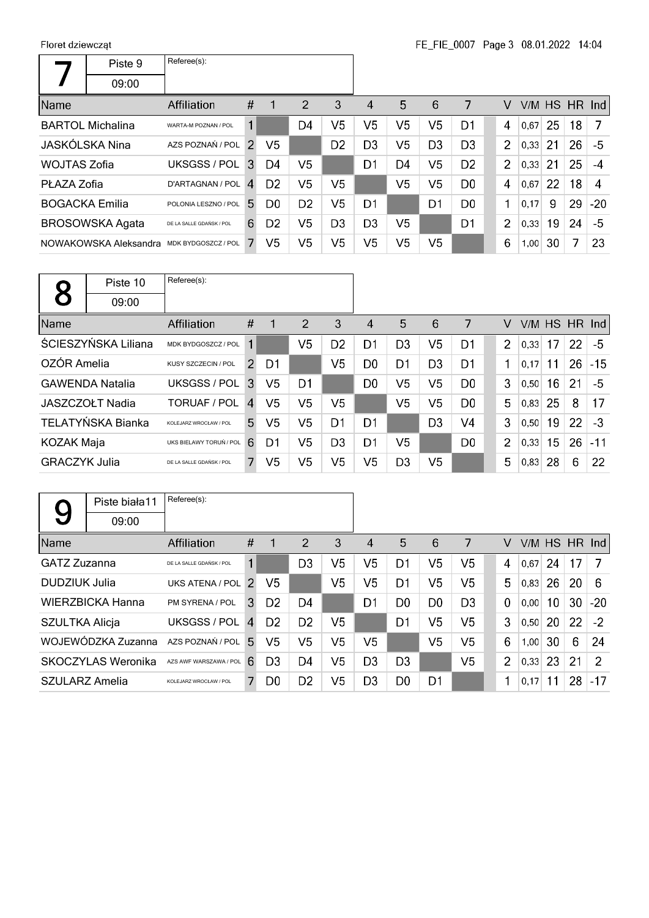Floret dziewcząt

## 7

| 7 | Piste 9 | Referee(s): |
|---|---|---|
| | 09:00 | |

| Name | Affiliation | # | 1 | 2 | 3 | 4 | 5 | 6 | 7 | V | V/M | HS | HR | Ind |
|---|---|---|---|---|---|---|---|---|---|---|---|---|---|---|
| BARTOL Michalina | WARTA-M POZNAN / POL | 1 | | D4 | V5 | V5 | V5 | V5 | D1 | 4 | 0,67 | 25 | 18 | 7 |
| JASKÓLSKA Nina | AZS POZNAŃ / POL | 2 | V5 | | D2 | D3 | V5 | D3 | D3 | 2 | 0,33 | 21 | 26 | -5 |
| WOJTAS Zofia | UKSGSS / POL | 3 | D4 | V5 | | D1 | D4 | V5 | D2 | 2 | 0,33 | 21 | 25 | -4 |
| PŁAZA Zofia | D'ARTAGNAN / POL | 4 | D2 | V5 | V5 | | V5 | V5 | D0 | 4 | 0,67 | 22 | 18 | 4 |
| BOGACKA Emilia | POLONIA LESZNO / POL | 5 | D0 | D2 | V5 | D1 | | D1 | D0 | 1 | 0,17 | 9 | 29 | -20 |
| BROSOWSKA Agata | DE LA SALLE GDAŃSK / POL | 6 | D2 | V5 | D3 | D3 | V5 | | D1 | 2 | 0,33 | 19 | 24 | -5 |
| NOWAKOWSKA Aleksandra | MDK BYDGOSZCZ / POL | 7 | V5 | V5 | V5 | V5 | V5 | V5 | | 6 | 1,00 | 30 | 7 | 23 |

## 8

| 8 | Piste 10 | Referee(s): |
|---|---|---|
| | 09:00 | |

| Name | Affiliation | # | 1 | 2 | 3 | 4 | 5 | 6 | 7 | V | V/M | HS | HR | Ind |
|---|---|---|---|---|---|---|---|---|---|---|---|---|---|---|
| ŚCIESZYŃSKA Liliana | MDK BYDGOSZCZ / POL | 1 | | V5 | D2 | D1 | D3 | V5 | D1 | 2 | 0,33 | 17 | 22 | -5 |
| OZÓR Amelia | KUSY SZCZECIN / POL | 2 | D1 | | V5 | D0 | D1 | D3 | D1 | 1 | 0,17 | 11 | 26 | -15 |
| GAWENDA Natalia | UKSGSS / POL | 3 | V5 | D1 | | D0 | V5 | V5 | D0 | 3 | 0,50 | 16 | 21 | -5 |
| JASZCZOŁT Nadia | TORUAF / POL | 4 | V5 | V5 | V5 | | V5 | V5 | D0 | 5 | 0,83 | 25 | 8 | 17 |
| TELATYŃSKA Bianka | KOLEJARZ WROCŁAW / POL | 5 | V5 | V5 | D1 | D1 | | D3 | V4 | 3 | 0,50 | 19 | 22 | -3 |
| KOZAK Maja | UKS BIELAWY TORUŃ / POL | 6 | D1 | V5 | D3 | D1 | V5 | | D0 | 2 | 0,33 | 15 | 26 | -11 |
| GRACZYK Julia | DE LA SALLE GDAŃSK / POL | 7 | V5 | V5 | V5 | V5 | D3 | V5 | | 5 | 0,83 | 28 | 6 | 22 |

## 9

| 9 | Piste biała11 | Referee(s): |
|---|---|---|
| | 09:00 | |

| Name | Affiliation | # | 1 | 2 | 3 | 4 | 5 | 6 | 7 | V | V/M | HS | HR | Ind |
|---|---|---|---|---|---|---|---|---|---|---|---|---|---|---|
| GATZ Zuzanna | DE LA SALLE GDAŃSK / POL | 1 | | D3 | V5 | V5 | D1 | V5 | V5 | 4 | 0,67 | 24 | 17 | 7 |
| DUDZIUK Julia | UKS ATENA / POL | 2 | V5 | | V5 | V5 | D1 | V5 | V5 | 5 | 0,83 | 26 | 20 | 6 |
| WIERZBICKA Hanna | PM SYRENA / POL | 3 | D2 | D4 | | D1 | D0 | D0 | D3 | 0 | 0,00 | 10 | 30 | -20 |
| SZULTKA Alicja | UKSGSS / POL | 4 | D2 | D2 | V5 | | D1 | V5 | V5 | 3 | 0,50 | 20 | 22 | -2 |
| WOJEWÓDZKA Zuzanna | AZS POZNAŃ / POL | 5 | V5 | V5 | V5 | V5 | | V5 | V5 | 6 | 1,00 | 30 | 6 | 24 |
| SKOCZYLAS Weronika | AZS AWF WARSZAWA / POL | 6 | D3 | D4 | V5 | D3 | D3 | | V5 | 2 | 0,33 | 23 | 21 | 2 |
| SZULARZ Amelia | KOLEJARZ WROCŁAW / POL | 7 | D0 | D2 | V5 | D3 | D0 | D1 | | 1 | 0,17 | 11 | 28 | -17 |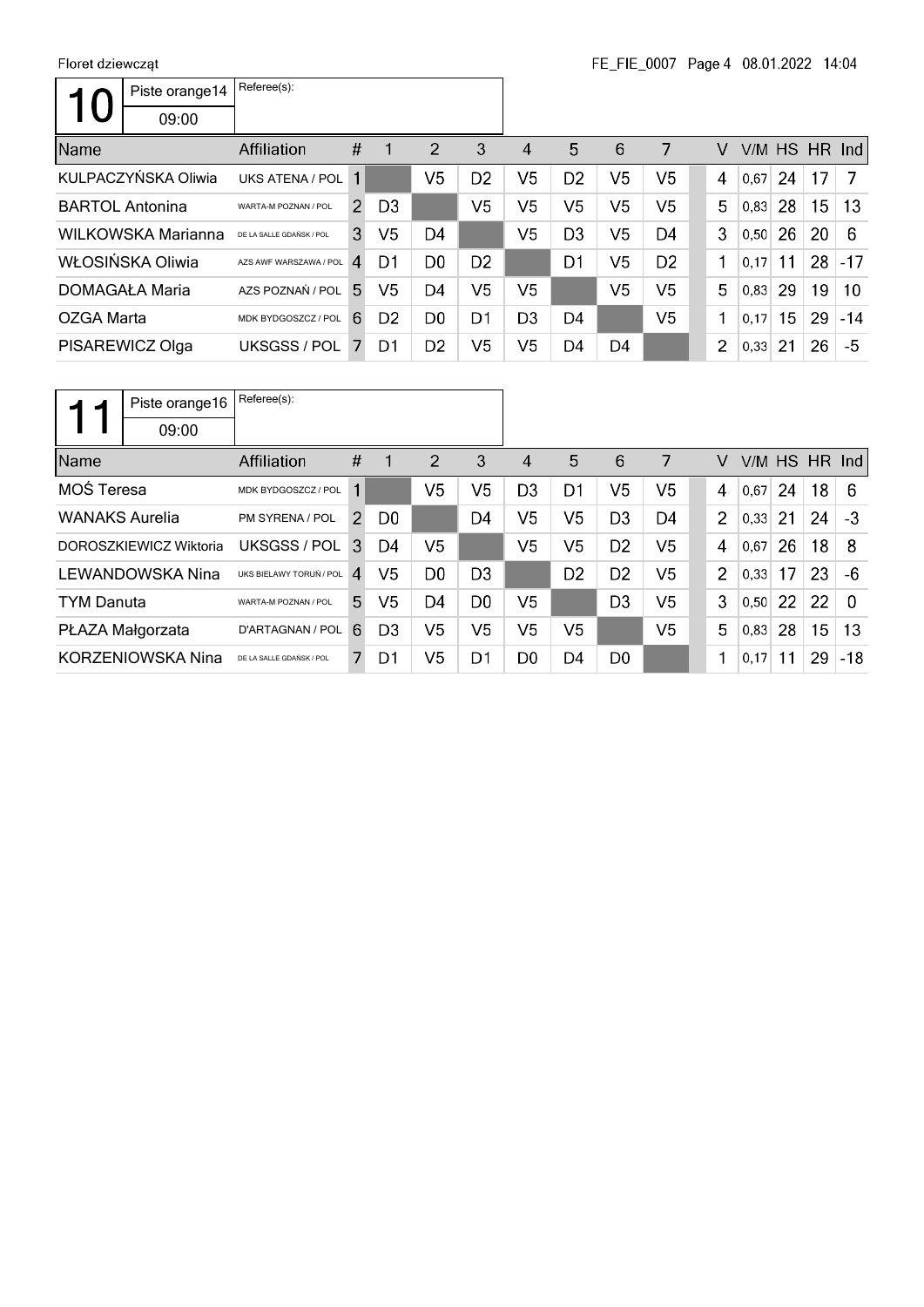Floret dziewcząt

| 10 | Piste orange14 | Referee(s): |
|---|---|---|
| | 09:00 | |

| Name | Affiliation | # | 1 | 2 | 3 | 4 | 5 | 6 | 7 | V | V/M | HS | HR | Ind |
|---|---|---|---|---|---|---|---|---|---|---|---|---|---|---|
| KULPACZYŃSKA Oliwia | UKS ATENA / POL | 1 | | V5 | D2 | V5 | D2 | V5 | V5 | 4 | 0,67 | 24 | 17 | 7 |
| BARTOL Antonina | WARTA-M POZNAN / POL | 2 | D3 | | V5 | V5 | V5 | V5 | V5 | 5 | 0,83 | 28 | 15 | 13 |
| WILKOWSKA Marianna | DE LA SALLE GDAŃSK / POL | 3 | V5 | D4 | | V5 | D3 | V5 | D4 | 3 | 0,50 | 26 | 20 | 6 |
| WŁOSIŃSKA Oliwia | AZS AWF WARSZAWA / POL | 4 | D1 | D0 | D2 | | D1 | V5 | D2 | 1 | 0,17 | 11 | 28 | -17 |
| DOMAGAŁA Maria | AZS POZNAŃ / POL | 5 | V5 | D4 | V5 | V5 | | V5 | V5 | 5 | 0,83 | 29 | 19 | 10 |
| OZGA Marta | MDK BYDGOSZCZ / POL | 6 | D2 | D0 | D1 | D3 | D4 | | V5 | 1 | 0,17 | 15 | 29 | -14 |
| PISAREWICZ Olga | UKSGSS / POL | 7 | D1 | D2 | V5 | V5 | D4 | D4 | | 2 | 0,33 | 21 | 26 | -5 |

| 11 | Piste orange16 | Referee(s): |
|---|---|---|
| | 09:00 | |

| Name | Affiliation | # | 1 | 2 | 3 | 4 | 5 | 6 | 7 | V | V/M | HS | HR | Ind |
|---|---|---|---|---|---|---|---|---|---|---|---|---|---|---|
| MOŚ Teresa | MDK BYDGOSZCZ / POL | 1 | | V5 | V5 | D3 | D1 | V5 | V5 | 4 | 0,67 | 24 | 18 | 6 |
| WANAKS Aurelia | PM SYRENA / POL | 2 | D0 | | D4 | V5 | V5 | D3 | D4 | 2 | 0,33 | 21 | 24 | -3 |
| DOROSZKIEWICZ Wiktoria | UKSGSS / POL | 3 | D4 | V5 | | V5 | V5 | D2 | V5 | 4 | 0,67 | 26 | 18 | 8 |
| LEWANDOWSKA Nina | UKS BIELAWY TORUŃ / POL | 4 | V5 | D0 | D3 | | D2 | D2 | V5 | 2 | 0,33 | 17 | 23 | -6 |
| TYM Danuta | WARTA-M POZNAN / POL | 5 | V5 | D4 | D0 | V5 | | D3 | V5 | 3 | 0,50 | 22 | 22 | 0 |
| PŁAZA Małgorzata | D'ARTAGNAN / POL | 6 | D3 | V5 | V5 | V5 | V5 | | V5 | 5 | 0,83 | 28 | 15 | 13 |
| KORZENIOWSKA Nina | DE LA SALLE GDAŃSK / POL | 7 | D1 | V5 | D1 | D0 | D4 | D0 | | 1 | 0,17 | 11 | 29 | -18 |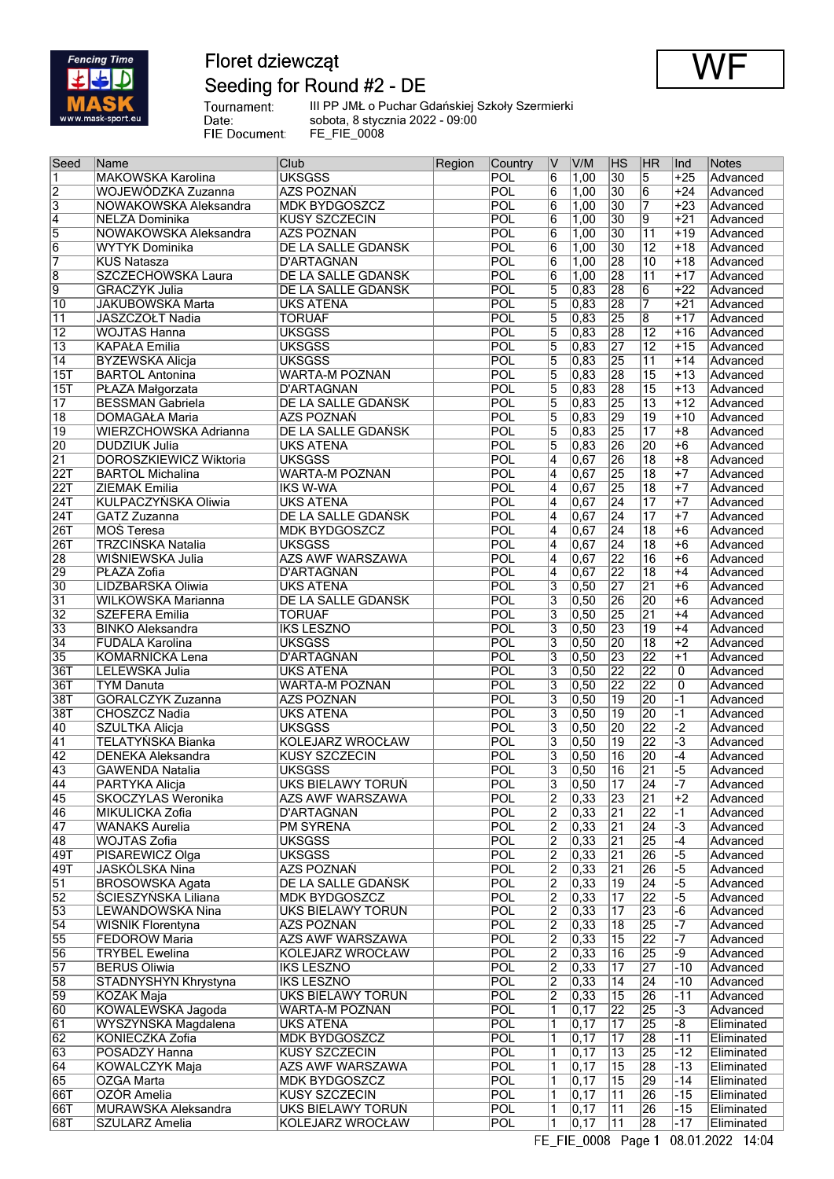# Floret dziewcząt

## Seeding for Round #2 - DE

WF

Tournament: III PP JMŁ o Puchar Gdańskiej Szkoły Szermierki
Date: sobota, 8 stycznia 2022 - 09:00
FIE Document: FE_FIE_0008

| Seed | Name | Club | Region | Country | V | V/M | HS | HR | Ind | Notes |
|---|---|---|---|---|---|---|---|---|---|---|
| 1 | MAKOWSKA Karolina | UKSGSS | | POL | 6 | 1,00 | 30 | 5 | +25 | Advanced |
| 2 | WOJEWÓDZKA Zuzanna | AZS POZNAŃ | | POL | 6 | 1,00 | 30 | 6 | +24 | Advanced |
| 3 | NOWAKOWSKA Aleksandra | MDK BYDGOSZCZ | | POL | 6 | 1,00 | 30 | 7 | +23 | Advanced |
| 4 | NELZA Dominika | KUSY SZCZECIN | | POL | 6 | 1,00 | 30 | 9 | +21 | Advanced |
| 5 | NOWAKOWSKA Aleksandra | AZS POZNAN | | POL | 6 | 1,00 | 30 | 11 | +19 | Advanced |
| 6 | WYTYK Dominika | DE LA SALLE GDANSK | | POL | 6 | 1,00 | 30 | 12 | +18 | Advanced |
| 7 | KUS Natasza | D'ARTAGNAN | | POL | 6 | 1,00 | 28 | 10 | +18 | Advanced |
| 8 | SZCZECHOWSKA Laura | DE LA SALLE GDANSK | | POL | 6 | 1,00 | 28 | 11 | +17 | Advanced |
| 9 | GRACZYK Julia | DE LA SALLE GDANSK | | POL | 5 | 0,83 | 28 | 6 | +22 | Advanced |
| 10 | JAKUBOWSKA Marta | UKS ATENA | | POL | 5 | 0,83 | 28 | 7 | +21 | Advanced |
| 11 | JASZCZOŁT Nadia | TORUAF | | POL | 5 | 0,83 | 25 | 8 | +17 | Advanced |
| 12 | WOJTAS Hanna | UKSGSS | | POL | 5 | 0,83 | 28 | 12 | +16 | Advanced |
| 13 | KAPAŁA Emilia | UKSGSS | | POL | 5 | 0,83 | 27 | 12 | +15 | Advanced |
| 14 | BYZEWSKA Alicja | UKSGSS | | POL | 5 | 0,83 | 25 | 11 | +14 | Advanced |
| 15T | BARTOL Antonina | WARTA-M POZNAN | | POL | 5 | 0,83 | 28 | 15 | +13 | Advanced |
| 15T | PŁAZA Małgorzata | D'ARTAGNAN | | POL | 5 | 0,83 | 28 | 15 | +13 | Advanced |
| 17 | BESSMAN Gabriela | DE LA SALLE GDAŃSK | | POL | 5 | 0,83 | 25 | 13 | +12 | Advanced |
| 18 | DOMAGAŁA Maria | AZS POZNAN | | POL | 5 | 0,83 | 29 | 19 | +10 | Advanced |
| 19 | WIERZCHOWSKA Adrianna | DE LA SALLE GDAŃSK | | POL | 5 | 0,83 | 25 | 17 | +8 | Advanced |
| 20 | DUDZIUK Julia | UKS ATENA | | POL | 5 | 0,83 | 26 | 20 | +6 | Advanced |
| 21 | DOROSZKIEWICZ Wiktoria | UKSGSS | | POL | 4 | 0,67 | 26 | 18 | +8 | Advanced |
| 22T | BARTOL Michalina | WARTA-M POZNAN | | POL | 4 | 0,67 | 25 | 18 | +7 | Advanced |
| 22T | ZIEMAK Emilia | IKS W-WA | | POL | 4 | 0,67 | 25 | 18 | +7 | Advanced |
| 24T | KULPACZYŃSKA Oliwia | UKS ATENA | | POL | 4 | 0,67 | 24 | 17 | +7 | Advanced |
| 24T | GATZ Zuzanna | DE LA SALLE GDAŃSK | | POL | 4 | 0,67 | 24 | 17 | +7 | Advanced |
| 26T | MOŚ Teresa | MDK BYDGOSZCZ | | POL | 4 | 0,67 | 24 | 18 | +6 | Advanced |
| 26T | TRZCIŃSKA Natalia | UKSGSS | | POL | 4 | 0,67 | 24 | 18 | +6 | Advanced |
| 28 | WIŚNIEWSKA Julia | AZS AWF WARSZAWA | | POL | 4 | 0,67 | 22 | 16 | +6 | Advanced |
| 29 | PŁAZA Zofia | D'ARTAGNAN | | POL | 4 | 0,67 | 22 | 18 | +4 | Advanced |
| 30 | LIDZBARSKA Oliwia | UKS ATENA | | POL | 3 | 0,50 | 27 | 21 | +6 | Advanced |
| 31 | WILKOWSKA Marianna | DE LA SALLE GDANSK | | POL | 3 | 0,50 | 26 | 20 | +6 | Advanced |
| 32 | SZEFERA Emilia | TORUAF | | POL | 3 | 0,50 | 25 | 21 | +4 | Advanced |
| 33 | BINKO Aleksandra | IKS LESZNO | | POL | 3 | 0,50 | 23 | 19 | +4 | Advanced |
| 34 | FUDALA Karolina | UKSGSS | | POL | 3 | 0,50 | 20 | 18 | +2 | Advanced |
| 35 | KOMARNICKA Lena | D'ARTAGNAN | | POL | 3 | 0,50 | 23 | 22 | +1 | Advanced |
| 36T | LELEWSKA Julia | UKS ATENA | | POL | 3 | 0,50 | 22 | 22 | 0 | Advanced |
| 36T | TYM Danuta | WARTA-M POZNAN | | POL | 3 | 0,50 | 22 | 22 | 0 | Advanced |
| 38T | GÓRALCZYK Zuzanna | AZS POZNAN | | POL | 3 | 0,50 | 19 | 20 | -1 | Advanced |
| 38T | CHOSZCZ Nadia | UKS ATENA | | POL | 3 | 0,50 | 19 | 20 | -1 | Advanced |
| 40 | SZULTKA Alicja | UKSGSS | | POL | 3 | 0,50 | 20 | 22 | -2 | Advanced |
| 41 | TELATYŃSKA Bianka | KOLEJARZ WROCŁAW | | POL | 3 | 0,50 | 19 | 22 | -3 | Advanced |
| 42 | DENEKA Aleksandra | KUSY SZCZECIN | | POL | 3 | 0,50 | 16 | 20 | -4 | Advanced |
| 43 | GAWENDA Natalia | UKSGSS | | POL | 3 | 0,50 | 16 | 21 | -5 | Advanced |
| 44 | PARTYKA Alicja | UKS BIELAWY TORUŃ | | POL | 3 | 0,50 | 17 | 24 | -7 | Advanced |
| 45 | SKOCZYLAS Weronika | AZS AWF WARSZAWA | | POL | 2 | 0,33 | 23 | 21 | +2 | Advanced |
| 46 | MIKULICKA Zofia | D'ARTAGNAN | | POL | 2 | 0,33 | 21 | 22 | -1 | Advanced |
| 47 | WANAKS Aurelia | PM SYRENA | | POL | 2 | 0,33 | 21 | 24 | -3 | Advanced |
| 48 | WOJTAS Zofia | UKSGSS | | POL | 2 | 0,33 | 21 | 25 | -4 | Advanced |
| 49T | PISAREWICZ Olga | UKSGSS | | POL | 2 | 0,33 | 21 | 26 | -5 | Advanced |
| 49T | JASKÓLSKA Nina | AZS POZNAŃ | | POL | 2 | 0,33 | 21 | 26 | -5 | Advanced |
| 51 | BROSOWSKA Agata | DE LA SALLE GDAŃSK | | POL | 2 | 0,33 | 19 | 24 | -5 | Advanced |
| 52 | ŚCIESZYŃSKA Liliana | MDK BYDGOSZCZ | | POL | 2 | 0,33 | 17 | 22 | -5 | Advanced |
| 53 | LEWANDOWSKA Nina | UKS BIELAWY TORUN | | POL | 2 | 0,33 | 17 | 23 | -6 | Advanced |
| 54 | WISNIK Florentyna | AZS POZNAN | | POL | 2 | 0,33 | 18 | 25 | -7 | Advanced |
| 55 | FEDOROW Maria | AZS AWF WARSZAWA | | POL | 2 | 0,33 | 15 | 22 | -7 | Advanced |
| 56 | TRYBEL Ewelina | KOLEJARZ WROCŁAW | | POL | 2 | 0,33 | 16 | 25 | -9 | Advanced |
| 57 | BERUS Oliwia | IKS LESZNO | | POL | 2 | 0,33 | 17 | 27 | -10 | Advanced |
| 58 | STADNYSHYN Khrystyna | IKS LESZNO | | POL | 2 | 0,33 | 14 | 24 | -10 | Advanced |
| 59 | KOZAK Maja | UKS BIELAWY TORUN | | POL | 2 | 0,33 | 15 | 26 | -11 | Advanced |
| 60 | KOWALEWSKA Jagoda | WARTA-M POZNAN | | POL | 1 | 0,17 | 22 | 25 | -3 | Advanced |
| 61 | WYSZYŃSKA Magdalena | UKS ATENA | | POL | 1 | 0,17 | 17 | 25 | -8 | Eliminated |
| 62 | KONIECZKA Zofia | MDK BYDGOSZCZ | | POL | 1 | 0,17 | 17 | 28 | -11 | Eliminated |
| 63 | POSADZY Hanna | KUSY SZCZECIN | | POL | 1 | 0,17 | 13 | 25 | -12 | Eliminated |
| 64 | KOWALCZYK Maja | AZS AWF WARSZAWA | | POL | 1 | 0,17 | 15 | 28 | -13 | Eliminated |
| 65 | OZGA Marta | MDK BYDGOSZCZ | | POL | 1 | 0,17 | 15 | 29 | -14 | Eliminated |
| 66T | OZÓR Amelia | KUSY SZCZECIN | | POL | 1 | 0,17 | 11 | 26 | -15 | Eliminated |
| 66T | MURAWSKA Aleksandra | UKS BIELAWY TORUŃ | | POL | 1 | 0,17 | 11 | 26 | -15 | Eliminated |
| 68T | SZULARZ Amelia | KOLEJARZ WROCŁAW | | POL | 1 | 0,17 | 11 | 28 | -17 | Eliminated |

FE_FIE_0008 Page 1 08.01.2022 14:04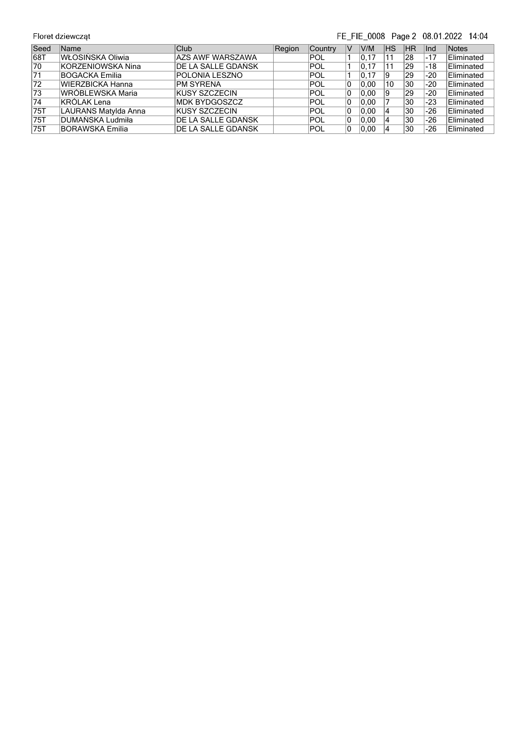| Seed | Name | Club | Region | Country | V | V/M | HS | HR | Ind | Notes |
| --- | --- | --- | --- | --- | --- | --- | --- | --- | --- | --- |
| 68T | WŁOSIŃSKA Oliwia | AZS AWF WARSZAWA | | POL | 1 | 0,17 | 11 | 28 | -17 | Eliminated |
| 70 | KORZENIOWSKA Nina | DE LA SALLE GDAŃSK | | POL | 1 | 0,17 | 11 | 29 | -18 | Eliminated |
| 71 | BOGACKA Emilia | POLONIA LESZNO | | POL | 1 | 0,17 | 9 | 29 | -20 | Eliminated |
| 72 | WIERZBICKA Hanna | PM SYRENA | | POL | 0 | 0,00 | 10 | 30 | -20 | Eliminated |
| 73 | WRÓBLEWSKA Maria | KUSY SZCZECIN | | POL | 0 | 0,00 | 9 | 29 | -20 | Eliminated |
| 74 | KRÓLAK Lena | MDK BYDGOSZCZ | | POL | 0 | 0,00 | 7 | 30 | -23 | Eliminated |
| 75T | LAURANS Matylda Anna | KUSY SZCZECIN | | POL | 0 | 0,00 | 4 | 30 | -26 | Eliminated |
| 75T | DUMAŃSKA Ludmiła | DE LA SALLE GDAŃSK | | POL | 0 | 0,00 | 4 | 30 | -26 | Eliminated |
| 75T | BORAWSKA Emilia | DE LA SALLE GDAŃSK | | POL | 0 | 0,00 | 4 | 30 | -26 | Eliminated |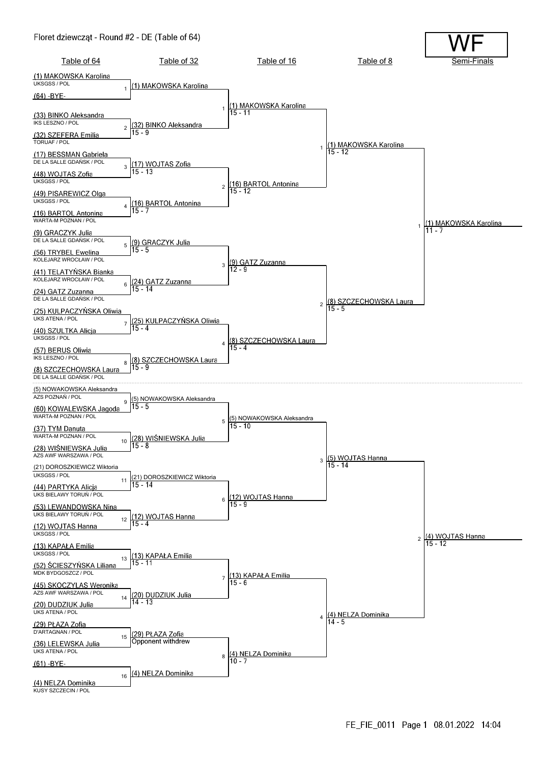# Floret dziewcząt - Round #2 - DE (Table of 64)

**WF**

## Table of 64

| # | Fencer | Club |
|---|---|---|
| 1 | (1) MAKOWSKA Karolina | UKSGSS / POL |
| | (64) -BYE- | |
| 2 | (33) BINKO Aleksandra | IKS LESZNO / POL |
| | (32) SZEFERA Emilia | TORUAF / POL |
| 3 | (17) BESSMAN Gabriela | DE LA SALLE GDAŃSK / POL |
| | (48) WOJTAS Zofia | UKSGSS / POL |
| 4 | (49) PISAREWICZ Olga | UKSGSS / POL |
| | (16) BARTOL Antonina | WARTA-M POZNAN / POL |
| 5 | (9) GRACZYK Julia | DE LA SALLE GDAŃSK / POL |
| | (56) TRYBEL Ewelina | KOLEJARZ WROCŁAW / POL |
| 6 | (41) TELATYŃSKA Bianka | KOLEJARZ WROCŁAW / POL |
| | (24) GATZ Zuzanna | DE LA SALLE GDAŃSK / POL |
| 7 | (25) KULPACZYŃSKA Oliwia | UKS ATENA / POL |
| | (40) SZULTKA Alicja | UKSGSS / POL |
| 8 | (57) BERUS Oliwia | IKS LESZNO / POL |
| | (8) SZCZECHOWSKA Laura | DE LA SALLE GDAŃSK / POL |
| 9 | (5) NOWAKOWSKA Aleksandra | AZS POZNAŃ / POL |
| | (60) KOWALEWSKA Jagoda | WARTA-M POZNAN / POL |
| 10 | (37) TYM Danuta | WARTA-M POZNAN / POL |
| | (28) WIŚNIEWSKA Julia | AZS AWF WARSZAWA / POL |
| 11 | (21) DOROSZKIEWICZ Wiktoria | UKSGSS / POL |
| | (44) PARTYKA Alicja | UKS BIELAWY TORUŃ / POL |
| 12 | (53) LEWANDOWSKA Nina | UKS BIELAWY TORUŃ / POL |
| | (12) WOJTAS Hanna | UKSGSS / POL |
| 13 | (13) KAPAŁA Emilia | UKSGSS / POL |
| | (52) ŚCIESZYŃSKA Liliana | MDK BYDGOSZCZ / POL |
| 14 | (45) SKOCZYLAS Weronika | AZS AWF WARSZAWA / POL |
| | (20) DUDZIUK Julia | UKS ATENA / POL |
| 15 | (29) PŁAZA Zofia | D'ARTAGNAN / POL |
| | (36) LELEWSKA Julia | UKS ATENA / POL |
| 16 | (61) -BYE- | |
| | (4) NELZA Dominika | KUSY SZCZECIN / POL |

## Table of 32

| # | Winner | Score |
|---|---|---|
| 1 | (1) MAKOWSKA Karolina | |
| 2 | (32) BINKO Aleksandra | 15 - 9 |
| 3 | (17) WOJTAS Zofia | 15 - 13 |
| 4 | (16) BARTOL Antonina | 15 - 7 |
| 5 | (9) GRACZYK Julia | 15 - 5 |
| 6 | (24) GATZ Zuzanna | 15 - 14 |
| 7 | (25) KULPACZYŃSKA Oliwia | 15 - 4 |
| 8 | (8) SZCZECHOWSKA Laura | 15 - 9 |
| 9 | (5) NOWAKOWSKA Aleksandra | 15 - 5 |
| 10 | (28) WIŚNIEWSKA Julia | 15 - 8 |
| 11 | (21) DOROSZKIEWICZ Wiktoria | 15 - 14 |
| 12 | (12) WOJTAS Hanna | 15 - 4 |
| 13 | (13) KAPAŁA Emilia | 15 - 11 |
| 14 | (20) DUDZIUK Julia | 14 - 13 |
| 15 | (29) PŁAZA Zofia | Opponent withdrew |
| 16 | (4) NELZA Dominika | |

## Table of 16

| # | Winner | Score |
|---|---|---|
| 1 | (1) MAKOWSKA Karolina | 15 - 11 |
| 2 | (16) BARTOL Antonina | 15 - 12 |
| 3 | (9) GATZ Zuzanna | 12 - 9 |
| 4 | (8) SZCZECHOWSKA Laura | 15 - 4 |
| 5 | (5) NOWAKOWSKA Aleksandra | 15 - 10 |
| 6 | (12) WOJTAS Hanna | 15 - 9 |
| 7 | (13) KAPAŁA Emilia | 15 - 6 |
| 8 | (4) NELZA Dominika | 10 - 7 |

## Table of 8

| # | Winner | Score |
|---|---|---|
| 1 | (1) MAKOWSKA Karolina | 15 - 12 |
| 2 | (8) SZCZECHOWSKA Laura | 15 - 5 |
| 3 | (5) WOJTAS Hanna | 15 - 14 |
| 4 | (4) NELZA Dominika | 14 - 5 |

## Semi-Finals

| # | Winner | Score |
|---|---|---|
| 1 | (1) MAKOWSKA Karolina | 11 - 7 |
| 2 | (4) WOJTAS Hanna | 15 - 12 |

FE_FIE_0011 Page 1 08.01.2022 14:04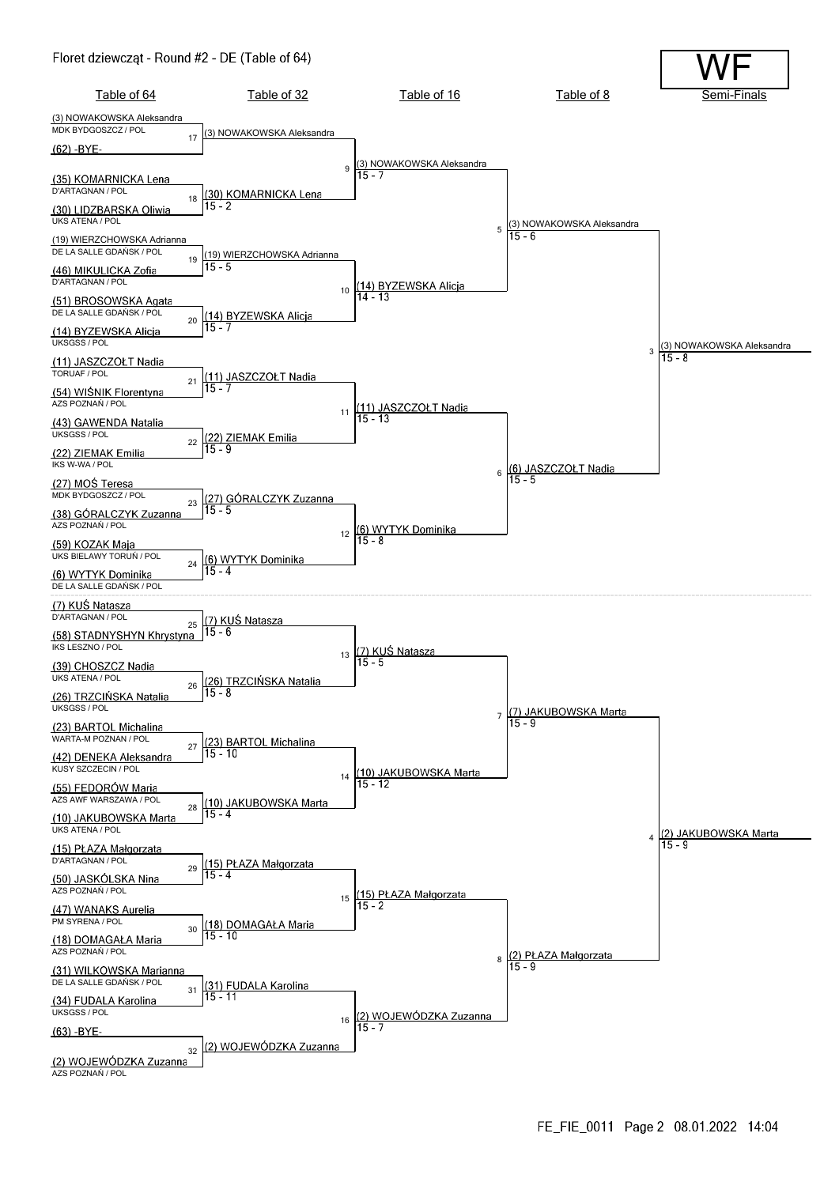# Floret dziewcząt - Round #2 - DE (Table of 64)

**WF**

## Table of 64

| Seed | Name | Club |
|---|---|---|
| (3) | NOWAKOWSKA Aleksandra | MDK BYDGOSZCZ / POL |
| (62) | -BYE- | |
| (35) | KOMARNICKA Lena | D'ARTAGNAN / POL |
| (30) | LIDZBARSKA Oliwia | UKS ATENA / POL |
| (19) | WIERZCHOWSKA Adrianna | DE LA SALLE GDAŃSK / POL |
| (46) | MIKULICKA Zofia | D'ARTAGNAN / POL |
| (51) | BROSOWSKA Agata | DE LA SALLE GDAŃSK / POL |
| (14) | BYZEWSKA Alicja | UKSGSS / POL |
| (11) | JASZCZOŁT Nadia | TORUAF / POL |
| (54) | WIŚNIK Florentyna | AZS POZNAŃ / POL |
| (43) | GAWENDA Natalia | UKSGSS / POL |
| (22) | ZIEMAK Emilia | IKS W-WA / POL |
| (27) | MOŚ Teresa | MDK BYDGOSZCZ / POL |
| (38) | GÓRALCZYK Zuzanna | AZS POZNAŃ / POL |
| (59) | KOZAK Maja | UKS BIELAWY TORUŃ / POL |
| (6) | WYTYK Dominika | DE LA SALLE GDAŃSK / POL |
| (7) | KUŚ Natasza | D'ARTAGNAN / POL |
| (58) | STADNYSHYN Khrystyna | IKS LESZNO / POL |
| (39) | CHOSZCZ Nadia | UKS ATENA / POL |
| (26) | TRZCIŃSKA Natalia | UKSGSS / POL |
| (23) | BARTOL Michalina | WARTA-M POZNAN / POL |
| (42) | DENEKA Aleksandra | KUSY SZCZECIN / POL |
| (55) | FEDORÓW Maria | AZS AWF WARSZAWA / POL |
| (10) | JAKUBOWSKA Marta | UKS ATENA / POL |
| (15) | PŁAZA Małgorzata | D'ARTAGNAN / POL |
| (50) | JASKÓLSKA Nina | AZS POZNAŃ / POL |
| (47) | WANAKS Aurelia | PM SYRENA / POL |
| (18) | DOMAGAŁA Maria | AZS POZNAŃ / POL |
| (31) | WILKOWSKA Marianna | DE LA SALLE GDAŃSK / POL |
| (34) | FUDALA Karolina | UKSGSS / POL |
| (63) | -BYE- | |
| (2) | WOJEWÓDZKA Zuzanna | AZS POZNAŃ / POL |

## Table of 32

| Bout | Winner | Score |
|---|---|---|
| 17 | (3) NOWAKOWSKA Aleksandra | |
| 18 | (30) KOMARNICKA Lena | 15 - 2 |
| 19 | (19) WIERZCHOWSKA Adrianna | 15 - 5 |
| 20 | (14) BYZEWSKA Alicja | 15 - 7 |
| 21 | (11) JASZCZOŁT Nadia | 15 - 7 |
| 22 | (22) ZIEMAK Emilia | 15 - 9 |
| 23 | (27) GÓRALCZYK Zuzanna | 15 - 5 |
| 24 | (6) WYTYK Dominika | 15 - 4 |
| 25 | (7) KUŚ Natasza | 15 - 6 |
| 26 | (26) TRZCIŃSKA Natalia | 15 - 8 |
| 27 | (23) BARTOL Michalina | 15 - 10 |
| 28 | (10) JAKUBOWSKA Marta | 15 - 4 |
| 29 | (15) PŁAZA Małgorzata | 15 - 4 |
| 30 | (18) DOMAGAŁA Maria | 15 - 10 |
| 31 | (31) FUDALA Karolina | 15 - 11 |
| 32 | (2) WOJEWÓDZKA Zuzanna | |

## Table of 16

| Bout | Winner | Score |
|---|---|---|
| 9 | (3) NOWAKOWSKA Aleksandra | 15 - 7 |
| 10 | (14) BYZEWSKA Alicja | 14 - 13 |
| 11 | (11) JASZCZOŁT Nadia | 15 - 13 |
| 12 | (6) WYTYK Dominika | 15 - 8 |
| 13 | (7) KUŚ Natasza | 15 - 5 |
| 14 | (10) JAKUBOWSKA Marta | 15 - 12 |
| 15 | (15) PŁAZA Małgorzata | 15 - 2 |
| 16 | (2) WOJEWÓDZKA Zuzanna | 15 - 7 |

## Table of 8

| Bout | Winner | Score |
|---|---|---|
| 5 | (3) NOWAKOWSKA Aleksandra | 15 - 6 |
| 6 | (6) JASZCZOŁT Nadia | 15 - 5 |
| 7 | (7) JAKUBOWSKA Marta | 15 - 9 |
| 8 | (2) PŁAZA Małgorzata | 15 - 9 |

## Semi-Finals

| Bout | Winner | Score |
|---|---|---|
| 3 | (3) NOWAKOWSKA Aleksandra | 15 - 8 |
| 4 | (2) JAKUBOWSKA Marta | 15 - 9 |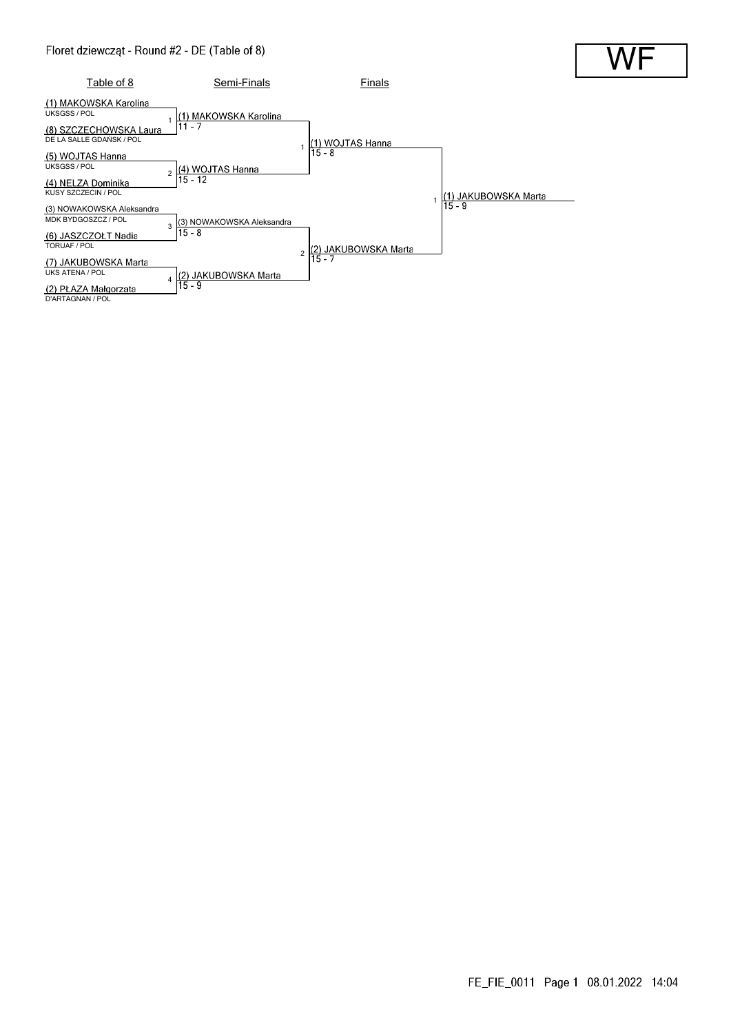Floret dziewcząt - Round #2 - DE (Table of 8)

WF

| Table of 8 | Semi-Finals | Finals | |
|---|---|---|---|
| (1) MAKOWSKA Karolina<br>UKSGSS / POL | | | |
| | 1 (1) MAKOWSKA Karolina<br>11 - 7 | | |
| (8) SZCZECHOWSKA Laura<br>DE LA SALLE GDAŃSK / POL | | | |
| | | 1 (1) WOJTAS Hanna<br>15 - 8 | |
| (5) WOJTAS Hanna<br>UKSGSS / POL | | | |
| | 2 (4) WOJTAS Hanna<br>15 - 12 | | |
| (4) NELZA Dominika<br>KUSY SZCZECIN / POL | | | |
| | | | 1 (1) JAKUBOWSKA Marta<br>15 - 9 |
| (3) NOWAKOWSKA Aleksandra<br>MDK BYDGOSZCZ / POL | | | |
| | 3 (3) NOWAKOWSKA Aleksandra<br>15 - 8 | | |
| (6) JASZCZOŁT Nadia<br>TORUAF / POL | | | |
| | | 2 (2) JAKUBOWSKA Marta<br>15 - 7 | |
| (7) JAKUBOWSKA Marta<br>UKS ATENA / POL | | | |
| | 4 (2) JAKUBOWSKA Marta<br>15 - 9 | | |
| (2) PŁAZA Małgorzata<br>D'ARTAGNAN / POL | | | |

FE_FIE_0011 Page 1 08.01.2022 14:04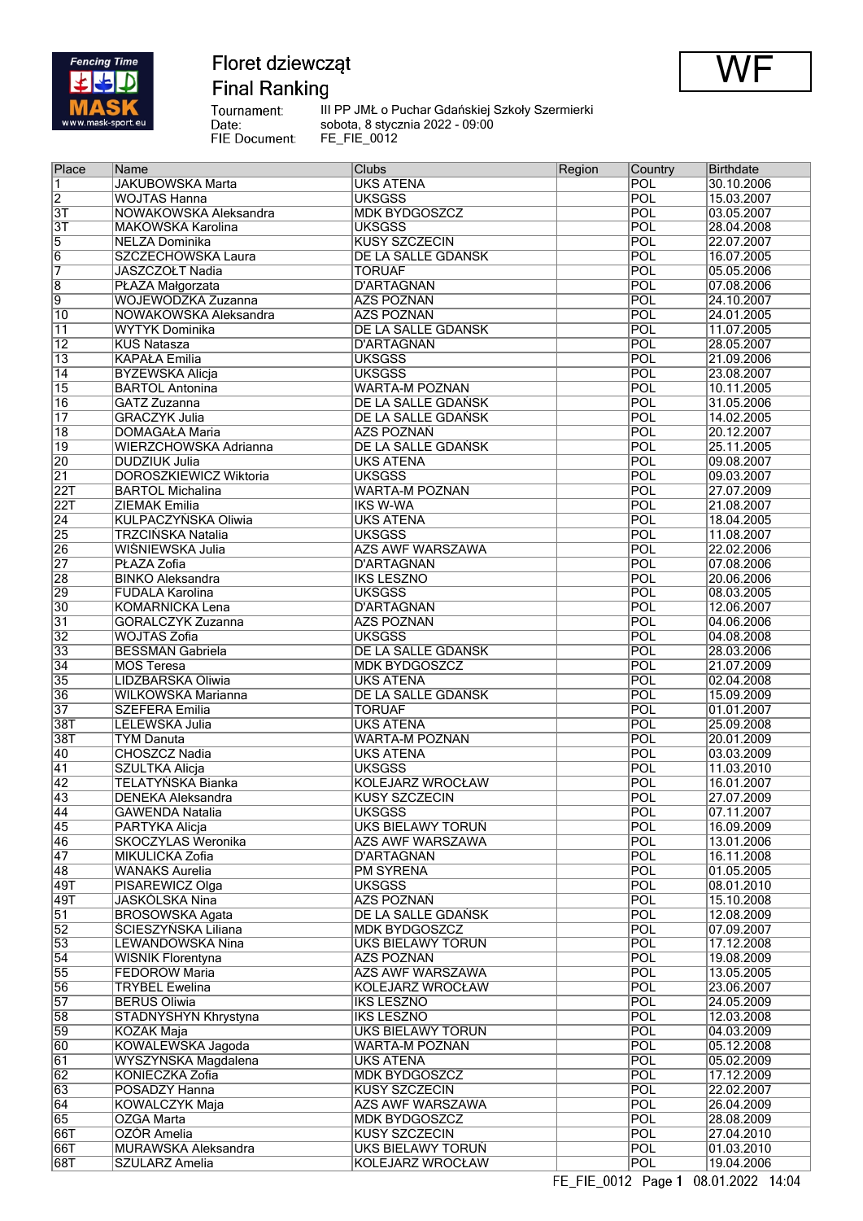# Floret dziewcząt

## Final Ranking

WF

Tournament: III PP JMŁ o Puchar Gdańskiej Szkoły Szermierki
Date: sobota, 8 stycznia 2022 - 09:00
FIE Document: FE_FIE_0012

| Place | Name | Clubs | Region | Country | Birthdate |
|---|---|---|---|---|---|
| 1 | JAKUBOWSKA Marta | UKS ATENA | | POL | 30.10.2006 |
| 2 | WOJTAS Hanna | UKSGSS | | POL | 15.03.2007 |
| 3T | NOWAKOWSKA Aleksandra | MDK BYDGOSZCZ | | POL | 03.05.2007 |
| 3T | MAKOWSKA Karolina | UKSGSS | | POL | 28.04.2008 |
| 5 | NELZA Dominika | KUSY SZCZECIN | | POL | 22.07.2007 |
| 6 | SZCZECHOWSKA Laura | DE LA SALLE GDANSK | | POL | 16.07.2005 |
| 7 | JASZCZOŁT Nadia | TORUAF | | POL | 05.05.2006 |
| 8 | PŁAZA Małgorzata | D'ARTAGNAN | | POL | 07.08.2006 |
| 9 | WOJEWÓDZKA Zuzanna | AZS POZNAN | | POL | 24.10.2007 |
| 10 | NOWAKOWSKA Aleksandra | AZS POZNAN | | POL | 24.01.2005 |
| 11 | WYTYK Dominika | DE LA SALLE GDANSK | | POL | 11.07.2005 |
| 12 | KUS Natasza | D'ARTAGNAN | | POL | 28.05.2007 |
| 13 | KAPAŁA Emilia | UKSGSS | | POL | 21.09.2006 |
| 14 | BYZEWSKA Alicja | UKSGSS | | POL | 23.08.2007 |
| 15 | BARTOL Antonina | WARTA-M POZNAN | | POL | 10.11.2005 |
| 16 | GATZ Zuzanna | DE LA SALLE GDAŃSK | | POL | 31.05.2006 |
| 17 | GRACZYK Julia | DE LA SALLE GDAŃSK | | POL | 14.02.2005 |
| 18 | DOMAGAŁA Maria | AZS POZNAŃ | | POL | 20.12.2007 |
| 19 | WIERZCHOWSKA Adrianna | DE LA SALLE GDAŃSK | | POL | 25.11.2005 |
| 20 | DUDZIUK Julia | UKS ATENA | | POL | 09.08.2007 |
| 21 | DOROSZKIEWICZ Wiktoria | UKSGSS | | POL | 09.03.2007 |
| 22T | BARTOL Michalina | WARTA-M POZNAN | | POL | 27.07.2009 |
| 22T | ZIEMAK Emilia | IKS W-WA | | POL | 21.08.2007 |
| 24 | KULPACZYŃSKA Oliwia | UKS ATENA | | POL | 18.04.2005 |
| 25 | TRZCIŃSKA Natalia | UKSGSS | | POL | 11.08.2007 |
| 26 | WIŚNIEWSKA Julia | AZS AWF WARSZAWA | | POL | 22.02.2006 |
| 27 | PŁAZA Zofia | D'ARTAGNAN | | POL | 07.08.2006 |
| 28 | BINKO Aleksandra | IKS LESZNO | | POL | 20.06.2006 |
| 29 | FUDALA Karolina | UKSGSS | | POL | 08.03.2005 |
| 30 | KOMARNICKA Lena | D'ARTAGNAN | | POL | 12.06.2007 |
| 31 | GÓRALCZYK Zuzanna | AZS POZNAN | | POL | 04.06.2006 |
| 32 | WOJTAS Zofia | UKSGSS | | POL | 04.08.2008 |
| 33 | BESSMAN Gabriela | DE LA SALLE GDANSK | | POL | 28.03.2006 |
| 34 | MOS Teresa | MDK BYDGOSZCZ | | POL | 21.07.2009 |
| 35 | LIDZBARSKA Oliwia | UKS ATENA | | POL | 02.04.2008 |
| 36 | WILKOWSKA Marianna | DE LA SALLE GDANSK | | POL | 15.09.2009 |
| 37 | SZEFERA Emilia | TORUAF | | POL | 01.01.2007 |
| 38T | LELEWSKA Julia | UKS ATENA | | POL | 25.09.2008 |
| 38T | TYM Danuta | WARTA-M POZNAN | | POL | 20.01.2009 |
| 40 | CHOSZCZ Nadia | UKS ATENA | | POL | 03.03.2009 |
| 41 | SZULTKA Alicja | UKSGSS | | POL | 11.03.2010 |
| 42 | TELATYŃSKA Bianka | KOLEJARZ WROCŁAW | | POL | 16.01.2007 |
| 43 | DENEKA Aleksandra | KUSY SZCZECIN | | POL | 27.07.2009 |
| 44 | GAWENDA Natalia | UKSGSS | | POL | 07.11.2007 |
| 45 | PARTYKA Alicja | UKS BIELAWY TORUŃ | | POL | 16.09.2009 |
| 46 | SKOCZYLAS Weronika | AZS AWF WARSZAWA | | POL | 13.01.2006 |
| 47 | MIKULICKA Zofia | D'ARTAGNAN | | POL | 16.11.2008 |
| 48 | WANAKS Aurelia | PM SYRENA | | POL | 01.05.2005 |
| 49T | PISAREWICZ Olga | UKSGSS | | POL | 08.01.2010 |
| 49T | JASKÓLSKA Nina | AZS POZNAŃ | | POL | 15.10.2008 |
| 51 | BROSOWSKA Agata | DE LA SALLE GDAŃSK | | POL | 12.08.2009 |
| 52 | ŚCIESZYŃSKA Liliana | MDK BYDGOSZCZ | | POL | 07.09.2007 |
| 53 | LEWANDOWSKA Nina | UKS BIELAWY TORUN | | POL | 17.12.2008 |
| 54 | WISNIK Florentyna | AZS POZNAN | | POL | 19.08.2009 |
| 55 | FEDORÓW Maria | AZS AWF WARSZAWA | | POL | 13.05.2005 |
| 56 | TRYBEL Ewelina | KOLEJARZ WROCŁAW | | POL | 23.06.2007 |
| 57 | BERUS Oliwia | IKS LESZNO | | POL | 24.05.2009 |
| 58 | STADNYSHYN Khrystyna | IKS LESZNO | | POL | 12.03.2008 |
| 59 | KOZAK Maja | UKS BIELAWY TORUŃ | | POL | 04.03.2009 |
| 60 | KOWALEWSKA Jagoda | WARTA-M POZNAN | | POL | 05.12.2008 |
| 61 | WYSZYNSKA Magdalena | UKS ATENA | | POL | 05.02.2009 |
| 62 | KONIECZKA Zofia | MDK BYDGOSZCZ | | POL | 17.12.2009 |
| 63 | POSADZY Hanna | KUSY SZCZECIN | | POL | 22.02.2007 |
| 64 | KOWALCZYK Maja | AZS AWF WARSZAWA | | POL | 26.04.2009 |
| 65 | OZGA Marta | MDK BYDGOSZCZ | | POL | 28.08.2009 |
| 66T | OZÓR Amelia | KUSY SZCZECIN | | POL | 27.04.2010 |
| 66T | MURAWSKA Aleksandra | UKS BIELAWY TORUŃ | | POL | 01.03.2010 |
| 68T | SZULARZ Amelia | KOLEJARZ WROCŁAW | | POL | 19.04.2006 |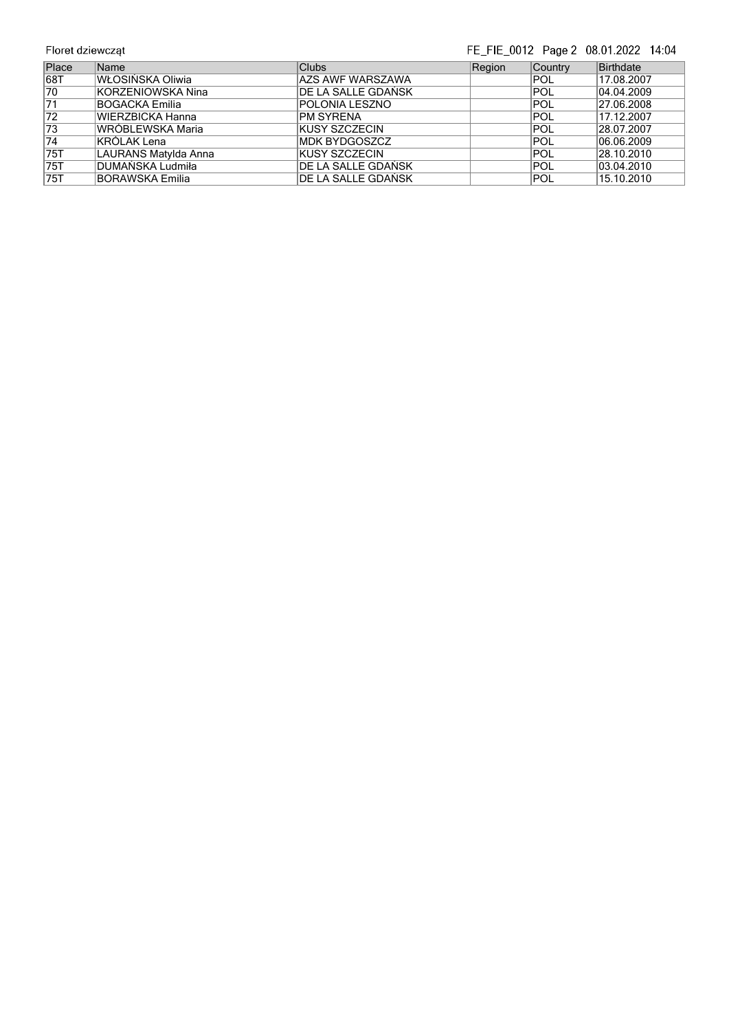| Place | Name | Clubs | Region | Country | Birthdate |
|---|---|---|---|---|---|
| 68T | WŁOSIŃSKA Oliwia | AZS AWF WARSZAWA | | POL | 17.08.2007 |
| 70 | KORZENIOWSKA Nina | DE LA SALLE GDAŃSK | | POL | 04.04.2009 |
| 71 | BOGACKA Emilia | POLONIA LESZNO | | POL | 27.06.2008 |
| 72 | WIERZBICKA Hanna | PM SYRENA | | POL | 17.12.2007 |
| 73 | WRÓBLEWSKA Maria | KUSY SZCZECIN | | POL | 28.07.2007 |
| 74 | KRÓLAK Lena | MDK BYDGOSZCZ | | POL | 06.06.2009 |
| 75T | LAURANS Matylda Anna | KUSY SZCZECIN | | POL | 28.10.2010 |
| 75T | DUMAŃSKA Ludmiła | DE LA SALLE GDAŃSK | | POL | 03.04.2010 |
| 75T | BORAWSKA Emilia | DE LA SALLE GDAŃSK | | POL | 15.10.2010 |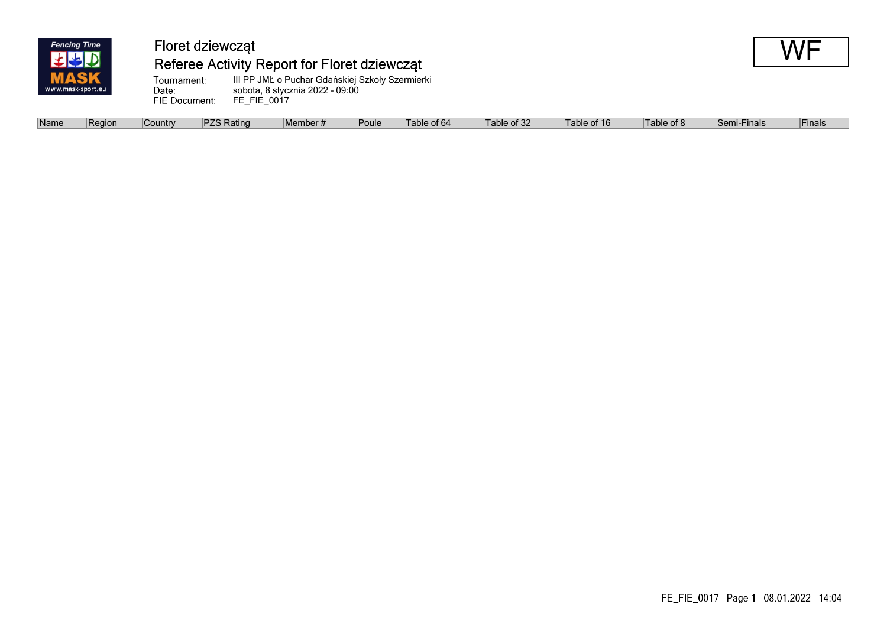# Floret dziewcząt

## Referee Activity Report for Floret dziewcząt

Tournament: III PP JMŁ o Puchar Gdańskiej Szkoły Szermierki
Date: sobota, 8 stycznia 2022 - 09:00
FIE Document: FE_FIE_0017

WF

| Name | Region | Country | PZS Rating | Member # | Poule | Table of 64 | Table of 32 | Table of 16 | Table of 8 | Semi-Finals | Finals |
|---|---|---|---|---|---|---|---|---|---|---|---|